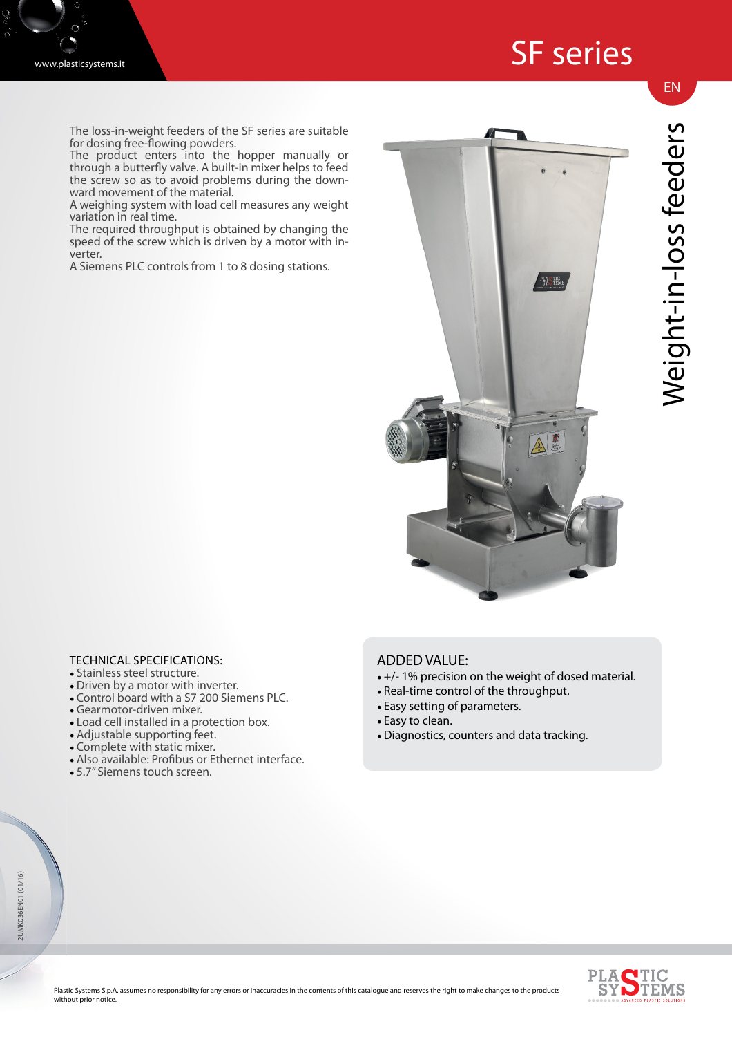# SF series

## Weight-in-loss feeders

The loss-in-weight feeders of the SF series are suitable for dosing free-flowing powders.
The product enters into the hopper manually or through a butterfly valve. A built-in mixer helps to feed the screw so as to avoid problems during the downward movement of the material.
A weighing system with load cell measures any weight variation in real time.
The required throughput is obtained by changing the speed of the screw which is driven by a motor with inverter.
A Siemens PLC controls from 1 to 8 dosing stations.

### TECHNICAL SPECIFICATIONS:

- Stainless steel structure.
- Driven by a motor with inverter.
- Control board with a S7 200 Siemens PLC.
- Gearmotor-driven mixer.
- Load cell installed in a protection box.
- Adjustable supporting feet.
- Complete with static mixer.
- Also available: Profibus or Ethernet interface.
- 5.7" Siemens touch screen.

### ADDED VALUE:

- +/- 1% precision on the weight of dosed material.
- Real-time control of the throughput.
- Easy setting of parameters.
- Easy to clean.
- Diagnostics, counters and data tracking.

Plastic Systems S.p.A. assumes no responsibility for any errors or inaccuracies in the contents of this catalogue and reserves the right to make changes to the products without prior notice.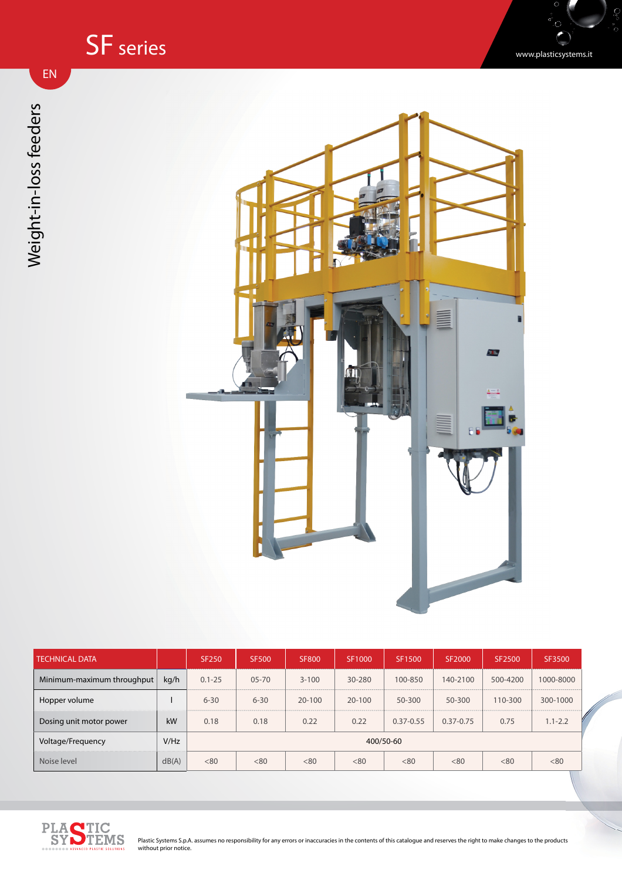# SF series

EN

Weight-in-loss feeders

| TECHNICAL DATA | | SF250 | SF500 | SF800 | SF1000 | SF1500 | SF2000 | SF2500 | SF3500 |
|---|---|---|---|---|---|---|---|---|---|
| Minimum-maximum throughput | kg/h | 0.1-25 | 05-70 | 3-100 | 30-280 | 100-850 | 140-2100 | 500-4200 | 1000-8000 |
| Hopper volume | l | 6-30 | 6-30 | 20-100 | 20-100 | 50-300 | 50-300 | 110-300 | 300-1000 |
| Dosing unit motor power | kW | 0.18 | 0.18 | 0.22 | 0.22 | 0.37-0.55 | 0.37-0.75 | 0.75 | 1.1-2.2 |
| Voltage/Frequency | V/Hz | 400/50-60 | | | | | | | |
| Noise level | dB(A) | <80 | <80 | <80 | <80 | <80 | <80 | <80 | <80 |

Plastic Systems S.p.A. assumes no responsibility for any errors or inaccuracies in the contents of this catalogue and reserves the right to make changes to the products without prior notice.